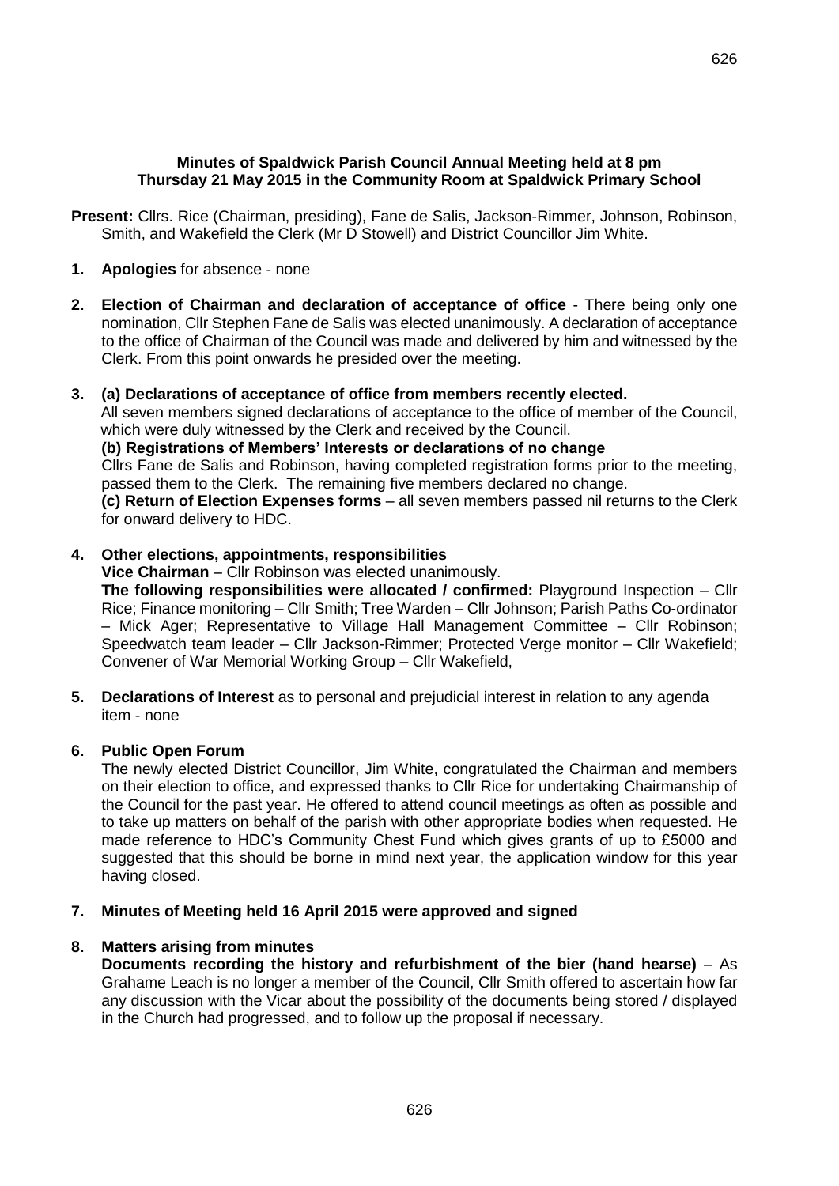**Minutes of Spaldwick Parish Council Annual Meeting held at 8 pm**
**Thursday 21 May 2015 in the Community Room at Spaldwick Primary School**

**Present:** Cllrs. Rice (Chairman, presiding), Fane de Salis, Jackson-Rimmer, Johnson, Robinson, Smith, and Wakefield the Clerk (Mr D Stowell) and District Councillor Jim White.

1. **Apologies** for absence - none

2. **Election of Chairman and declaration of acceptance of office** - There being only one nomination, Cllr Stephen Fane de Salis was elected unanimously. A declaration of acceptance to the office of Chairman of the Council was made and delivered by him and witnessed by the Clerk. From this point onwards he presided over the meeting.

3. **(a) Declarations of acceptance of office from members recently elected.**
   All seven members signed declarations of acceptance to the office of member of the Council, which were duly witnessed by the Clerk and received by the Council.
   **(b) Registrations of Members' Interests or declarations of no change**
   Cllrs Fane de Salis and Robinson, having completed registration forms prior to the meeting, passed them to the Clerk. The remaining five members declared no change.
   **(c) Return of Election Expenses forms** – all seven members passed nil returns to the Clerk for onward delivery to HDC.

4. **Other elections, appointments, responsibilities**
   **Vice Chairman** – Cllr Robinson was elected unanimously.
   **The following responsibilities were allocated / confirmed:** Playground Inspection – Cllr Rice; Finance monitoring – Cllr Smith; Tree Warden – Cllr Johnson; Parish Paths Co-ordinator – Mick Ager; Representative to Village Hall Management Committee – Cllr Robinson; Speedwatch team leader – Cllr Jackson-Rimmer; Protected Verge monitor – Cllr Wakefield; Convener of War Memorial Working Group – Cllr Wakefield,

5. **Declarations of Interest** as to personal and prejudicial interest in relation to any agenda item - none

6. **Public Open Forum**
   The newly elected District Councillor, Jim White, congratulated the Chairman and members on their election to office, and expressed thanks to Cllr Rice for undertaking Chairmanship of the Council for the past year. He offered to attend council meetings as often as possible and to take up matters on behalf of the parish with other appropriate bodies when requested. He made reference to HDC's Community Chest Fund which gives grants of up to £5000 and suggested that this should be borne in mind next year, the application window for this year having closed.

7. **Minutes of Meeting held 16 April 2015 were approved and signed**

8. **Matters arising from minutes**
   **Documents recording the history and refurbishment of the bier (hand hearse)** – As Grahame Leach is no longer a member of the Council, Cllr Smith offered to ascertain how far any discussion with the Vicar about the possibility of the documents being stored / displayed in the Church had progressed, and to follow up the proposal if necessary.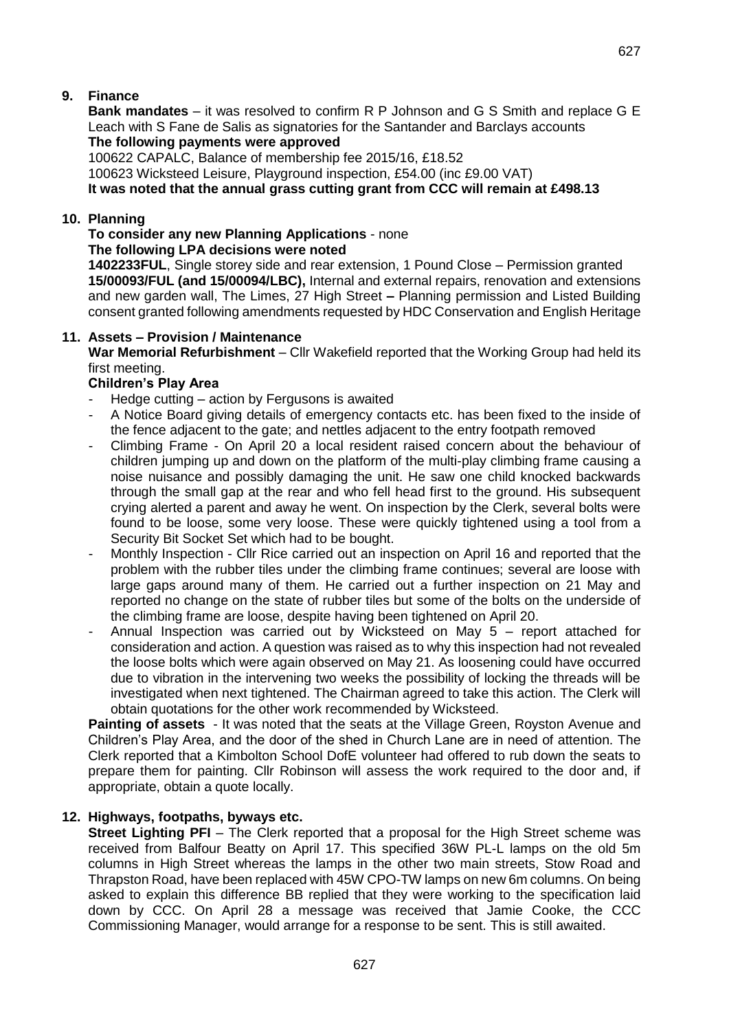## 9. Finance

**Bank mandates** – it was resolved to confirm R P Johnson and G S Smith and replace G E Leach with S Fane de Salis as signatories for the Santander and Barclays accounts

**The following payments were approved**

100622 CAPALC, Balance of membership fee 2015/16, £18.52
100623 Wicksteed Leisure, Playground inspection, £54.00 (inc £9.00 VAT)

**It was noted that the annual grass cutting grant from CCC will remain at £498.13**

## 10. Planning

**To consider any new Planning Applications** - none

**The following LPA decisions were noted**

**1402233FUL**, Single storey side and rear extension, 1 Pound Close – Permission granted

**15/00093/FUL (and 15/00094/LBC),** Internal and external repairs, renovation and extensions and new garden wall, The Limes, 27 High Street **–** Planning permission and Listed Building consent granted following amendments requested by HDC Conservation and English Heritage

## 11. Assets – Provision / Maintenance

**War Memorial Refurbishment** – Cllr Wakefield reported that the Working Group had held its first meeting.

**Children's Play Area**

- Hedge cutting – action by Fergusons is awaited
- A Notice Board giving details of emergency contacts etc. has been fixed to the inside of the fence adjacent to the gate; and nettles adjacent to the entry footpath removed
- Climbing Frame - On April 20 a local resident raised concern about the behaviour of children jumping up and down on the platform of the multi-play climbing frame causing a noise nuisance and possibly damaging the unit. He saw one child knocked backwards through the small gap at the rear and who fell head first to the ground. His subsequent crying alerted a parent and away he went. On inspection by the Clerk, several bolts were found to be loose, some very loose. These were quickly tightened using a tool from a Security Bit Socket Set which had to be bought.
- Monthly Inspection - Cllr Rice carried out an inspection on April 16 and reported that the problem with the rubber tiles under the climbing frame continues; several are loose with large gaps around many of them. He carried out a further inspection on 21 May and reported no change on the state of rubber tiles but some of the bolts on the underside of the climbing frame are loose, despite having been tightened on April 20.
- Annual Inspection was carried out by Wicksteed on May 5 – report attached for consideration and action. A question was raised as to why this inspection had not revealed the loose bolts which were again observed on May 21. As loosening could have occurred due to vibration in the intervening two weeks the possibility of locking the threads will be investigated when next tightened. The Chairman agreed to take this action. The Clerk will obtain quotations for the other work recommended by Wicksteed.

**Painting of assets** - It was noted that the seats at the Village Green, Royston Avenue and Children's Play Area, and the door of the shed in Church Lane are in need of attention. The Clerk reported that a Kimbolton School DofE volunteer had offered to rub down the seats to prepare them for painting. Cllr Robinson will assess the work required to the door and, if appropriate, obtain a quote locally.

## 12. Highways, footpaths, byways etc.

**Street Lighting PFI** – The Clerk reported that a proposal for the High Street scheme was received from Balfour Beatty on April 17. This specified 36W PL-L lamps on the old 5m columns in High Street whereas the lamps in the other two main streets, Stow Road and Thrapston Road, have been replaced with 45W CPO-TW lamps on new 6m columns. On being asked to explain this difference BB replied that they were working to the specification laid down by CCC. On April 28 a message was received that Jamie Cooke, the CCC Commissioning Manager, would arrange for a response to be sent. This is still awaited.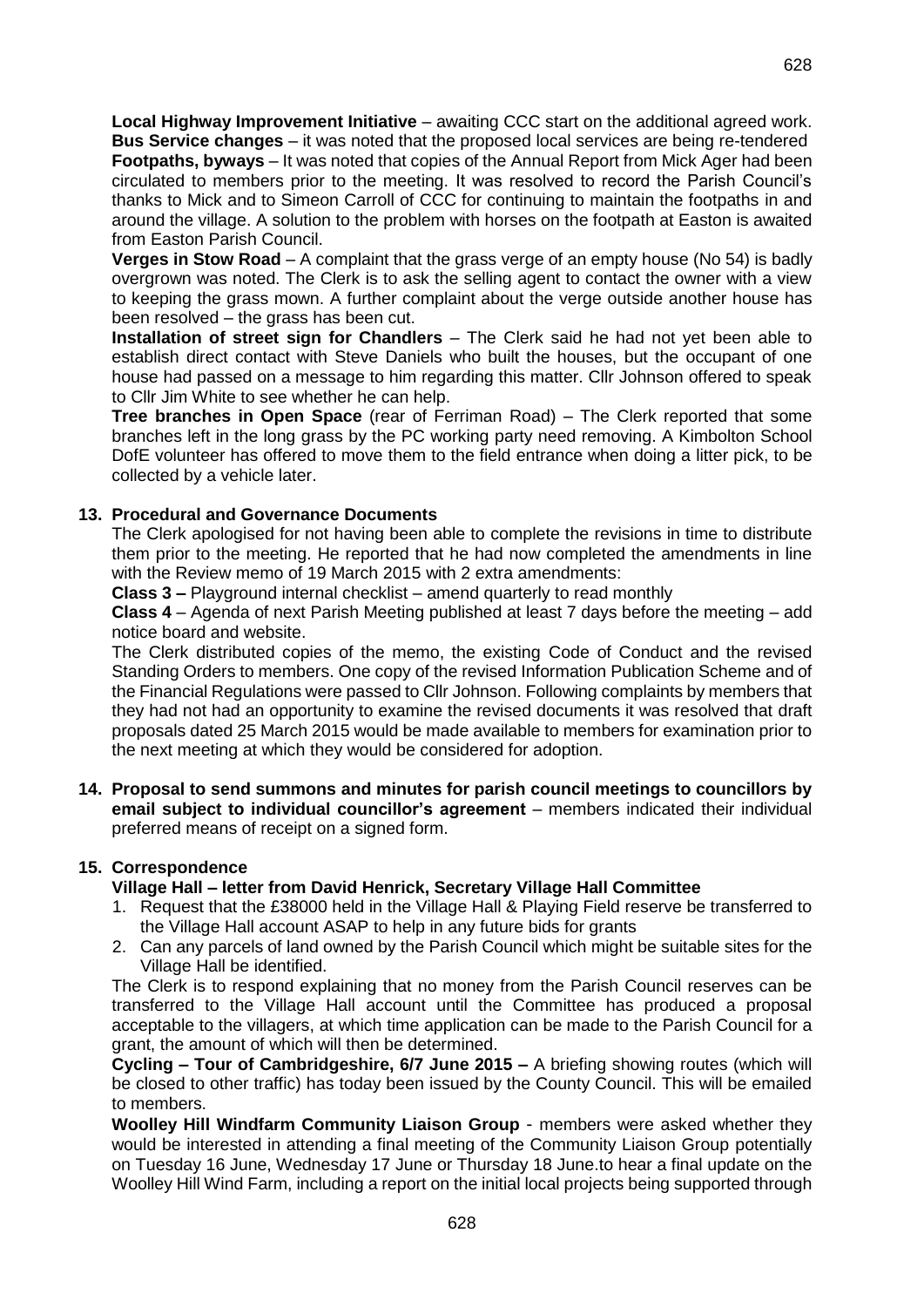**Local Highway Improvement Initiative** – awaiting CCC start on the additional agreed work.
**Bus Service changes** – it was noted that the proposed local services are being re-tendered
**Footpaths, byways** – It was noted that copies of the Annual Report from Mick Ager had been circulated to members prior to the meeting. It was resolved to record the Parish Council's thanks to Mick and to Simeon Carroll of CCC for continuing to maintain the footpaths in and around the village. A solution to the problem with horses on the footpath at Easton is awaited from Easton Parish Council.
**Verges in Stow Road** – A complaint that the grass verge of an empty house (No 54) is badly overgrown was noted. The Clerk is to ask the selling agent to contact the owner with a view to keeping the grass mown. A further complaint about the verge outside another house has been resolved – the grass has been cut.
**Installation of street sign for Chandlers** – The Clerk said he had not yet been able to establish direct contact with Steve Daniels who built the houses, but the occupant of one house had passed on a message to him regarding this matter. Cllr Johnson offered to speak to Cllr Jim White to see whether he can help.
**Tree branches in Open Space** (rear of Ferriman Road) – The Clerk reported that some branches left in the long grass by the PC working party need removing. A Kimbolton School DofE volunteer has offered to move them to the field entrance when doing a litter pick, to be collected by a vehicle later.

**13. Procedural and Governance Documents**

The Clerk apologised for not having been able to complete the revisions in time to distribute them prior to the meeting. He reported that he had now completed the amendments in line with the Review memo of 19 March 2015 with 2 extra amendments:

**Class 3 –** Playground internal checklist – amend quarterly to read monthly

**Class 4** – Agenda of next Parish Meeting published at least 7 days before the meeting – add notice board and website.

The Clerk distributed copies of the memo, the existing Code of Conduct and the revised Standing Orders to members. One copy of the revised Information Publication Scheme and of the Financial Regulations were passed to Cllr Johnson. Following complaints by members that they had not had an opportunity to examine the revised documents it was resolved that draft proposals dated 25 March 2015 would be made available to members for examination prior to the next meeting at which they would be considered for adoption.

**14. Proposal to send summons and minutes for parish council meetings to councillors by email subject to individual councillor's agreement** – members indicated their individual preferred means of receipt on a signed form.

**15. Correspondence**

**Village Hall – letter from David Henrick, Secretary Village Hall Committee**

1. Request that the £38000 held in the Village Hall & Playing Field reserve be transferred to the Village Hall account ASAP to help in any future bids for grants
2. Can any parcels of land owned by the Parish Council which might be suitable sites for the Village Hall be identified.

The Clerk is to respond explaining that no money from the Parish Council reserves can be transferred to the Village Hall account until the Committee has produced a proposal acceptable to the villagers, at which time application can be made to the Parish Council for a grant, the amount of which will then be determined.

**Cycling – Tour of Cambridgeshire, 6/7 June 2015 –** A briefing showing routes (which will be closed to other traffic) has today been issued by the County Council. This will be emailed to members.

**Woolley Hill Windfarm Community Liaison Group** - members were asked whether they would be interested in attending a final meeting of the Community Liaison Group potentially on Tuesday 16 June, Wednesday 17 June or Thursday 18 June.to hear a final update on the Woolley Hill Wind Farm, including a report on the initial local projects being supported through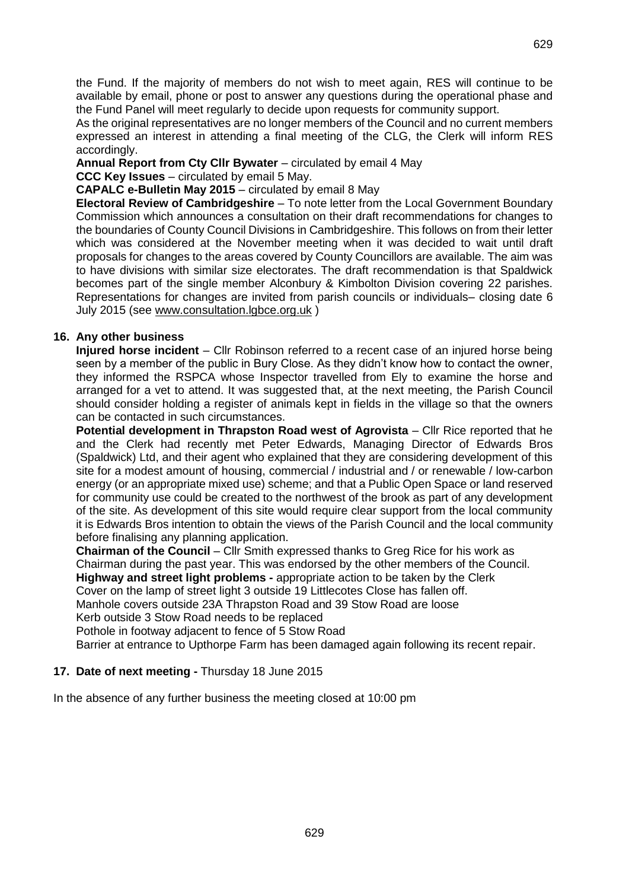the Fund. If the majority of members do not wish to meet again, RES will continue to be available by email, phone or post to answer any questions during the operational phase and the Fund Panel will meet regularly to decide upon requests for community support.

As the original representatives are no longer members of the Council and no current members expressed an interest in attending a final meeting of the CLG, the Clerk will inform RES accordingly.

**Annual Report from Cty Cllr Bywater** – circulated by email 4 May

**CCC Key Issues** – circulated by email 5 May.

**CAPALC e-Bulletin May 2015** – circulated by email 8 May

**Electoral Review of Cambridgeshire** – To note letter from the Local Government Boundary Commission which announces a consultation on their draft recommendations for changes to the boundaries of County Council Divisions in Cambridgeshire. This follows on from their letter which was considered at the November meeting when it was decided to wait until draft proposals for changes to the areas covered by County Councillors are available. The aim was to have divisions with similar size electorates. The draft recommendation is that Spaldwick becomes part of the single member Alconbury & Kimbolton Division covering 22 parishes. Representations for changes are invited from parish councils or individuals– closing date 6 July 2015 (see www.consultation.lgbce.org.uk )

**16. Any other business**

**Injured horse incident** – Cllr Robinson referred to a recent case of an injured horse being seen by a member of the public in Bury Close. As they didn't know how to contact the owner, they informed the RSPCA whose Inspector travelled from Ely to examine the horse and arranged for a vet to attend. It was suggested that, at the next meeting, the Parish Council should consider holding a register of animals kept in fields in the village so that the owners can be contacted in such circumstances.

**Potential development in Thrapston Road west of Agrovista** – Cllr Rice reported that he and the Clerk had recently met Peter Edwards, Managing Director of Edwards Bros (Spaldwick) Ltd, and their agent who explained that they are considering development of this site for a modest amount of housing, commercial / industrial and / or renewable / low-carbon energy (or an appropriate mixed use) scheme; and that a Public Open Space or land reserved for community use could be created to the northwest of the brook as part of any development of the site. As development of this site would require clear support from the local community it is Edwards Bros intention to obtain the views of the Parish Council and the local community before finalising any planning application.

**Chairman of the Council** – Cllr Smith expressed thanks to Greg Rice for his work as Chairman during the past year. This was endorsed by the other members of the Council.

**Highway and street light problems -** appropriate action to be taken by the Clerk

Cover on the lamp of street light 3 outside 19 Littlecotes Close has fallen off.

Manhole covers outside 23A Thrapston Road and 39 Stow Road are loose

Kerb outside 3 Stow Road needs to be replaced

Pothole in footway adjacent to fence of 5 Stow Road

Barrier at entrance to Upthorpe Farm has been damaged again following its recent repair.

**17. Date of next meeting -** Thursday 18 June 2015

In the absence of any further business the meeting closed at 10:00 pm